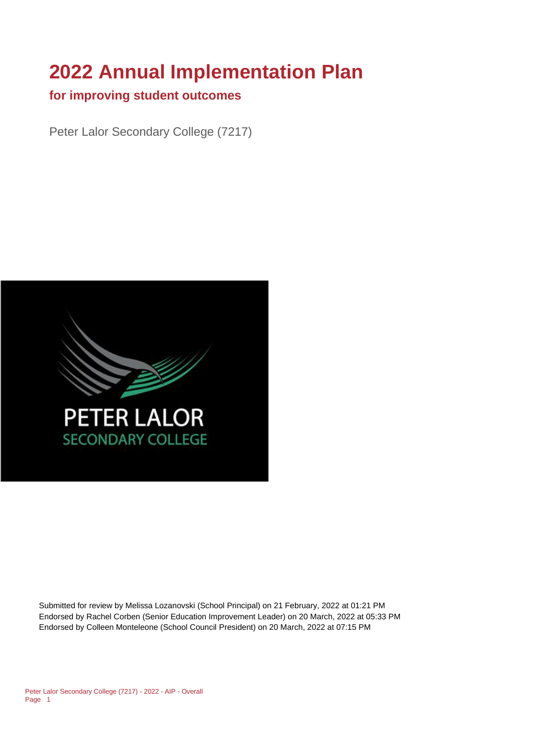# 2022 Annual Implementation Plan

## for improving student outcomes

Peter Lalor Secondary College (7217)

Submitted for review by Melissa Lozanovski (School Principal) on 21 February, 2022 at 01:21 PM
Endorsed by Rachel Corben (Senior Education Improvement Leader) on 20 March, 2022 at 05:33 PM
Endorsed by Colleen Monteleone (School Council President) on 20 March, 2022 at 07:15 PM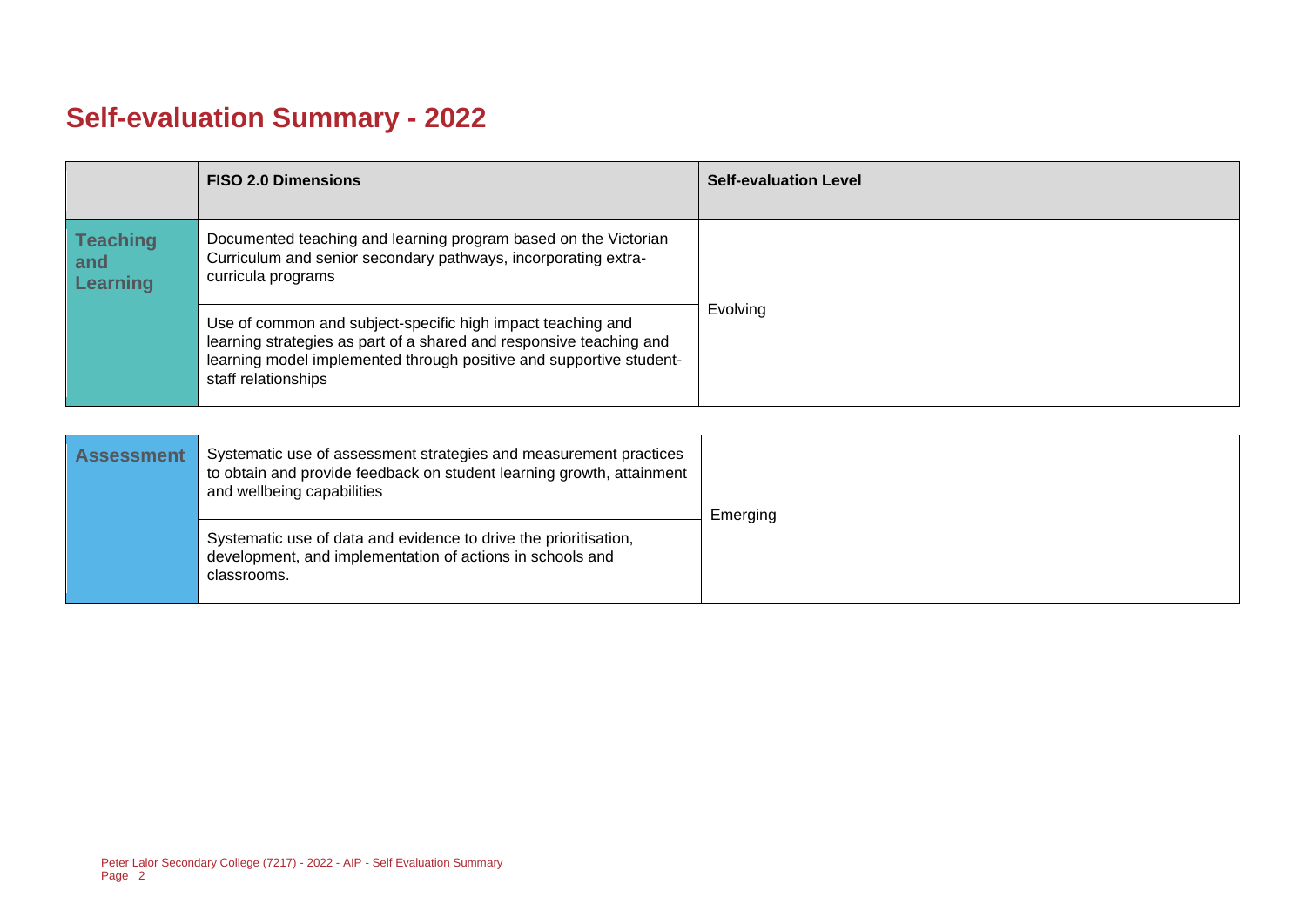# Self-evaluation Summary - 2022

| | FISO 2.0 Dimensions | Self-evaluation Level |
|---|---|---|
| **Teaching and Learning** | Documented teaching and learning program based on the Victorian Curriculum and senior secondary pathways, incorporating extra-curricula programs | Evolving |
| | Use of common and subject-specific high impact teaching and learning strategies as part of a shared and responsive teaching and learning model implemented through positive and supportive student-staff relationships | |

| | | |
|---|---|---|
| **Assessment** | Systematic use of assessment strategies and measurement practices to obtain and provide feedback on student learning growth, attainment and wellbeing capabilities | Emerging |
| | Systematic use of data and evidence to drive the prioritisation, development, and implementation of actions in schools and classrooms. | |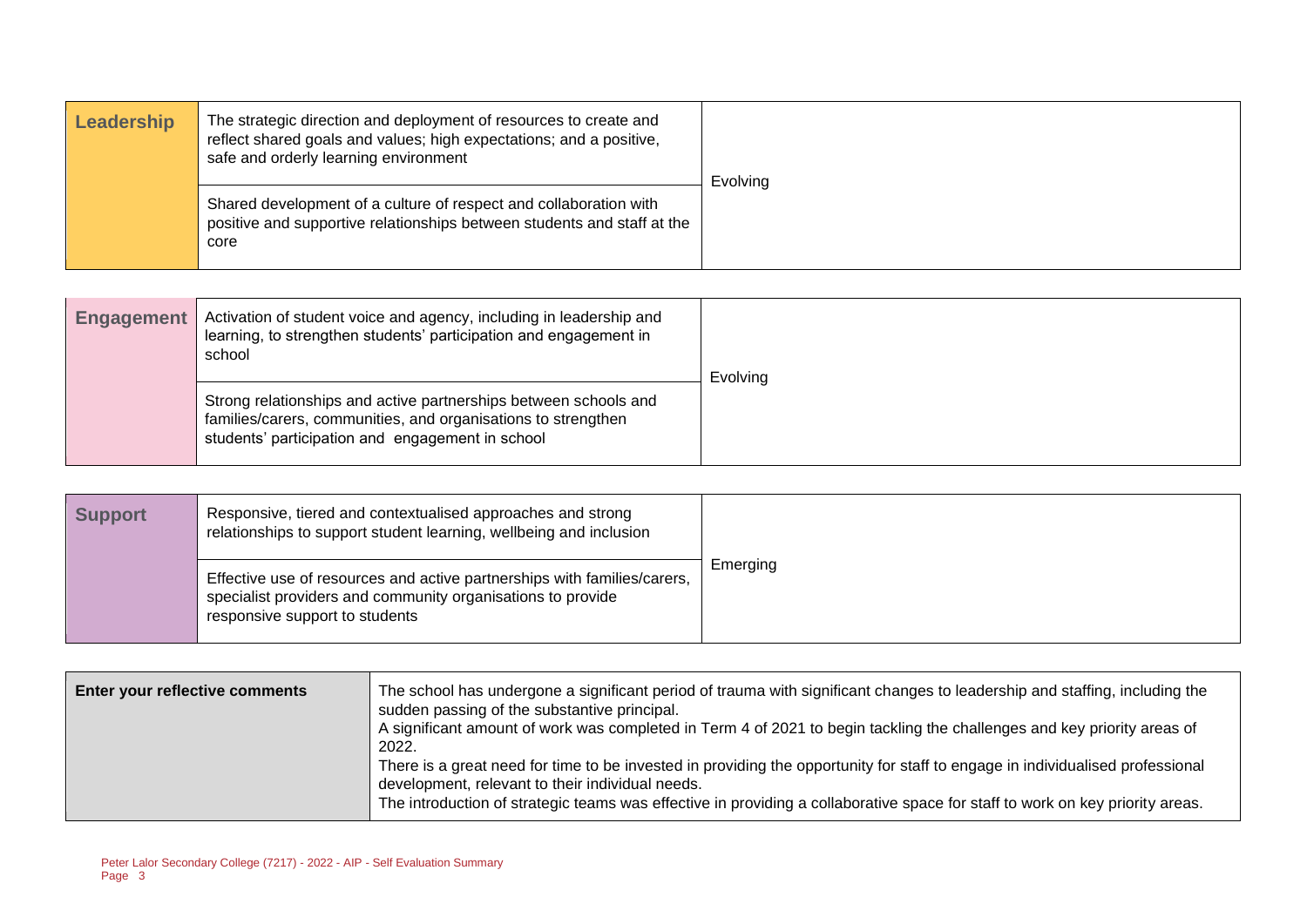| Leadership | | |
|---|---|---|
| | The strategic direction and deployment of resources to create and reflect shared goals and values; high expectations; and a positive, safe and orderly learning environment | Evolving |
| | Shared development of a culture of respect and collaboration with positive and supportive relationships between students and staff at the core | |

| Engagement | | |
|---|---|---|
| | Activation of student voice and agency, including in leadership and learning, to strengthen students' participation and engagement in school | Evolving |
| | Strong relationships and active partnerships between schools and families/carers, communities, and organisations to strengthen students' participation and engagement in school | |

| Support | | |
|---|---|---|
| | Responsive, tiered and contextualised approaches and strong relationships to support student learning, wellbeing and inclusion | Emerging |
| | Effective use of resources and active partnerships with families/carers, specialist providers and community organisations to provide responsive support to students | |

| Enter your reflective comments | |
|---|---|
| | The school has undergone a significant period of trauma with significant changes to leadership and staffing, including the sudden passing of the substantive principal.<br>A significant amount of work was completed in Term 4 of 2021 to begin tackling the challenges and key priority areas of 2022.<br>There is a great need for time to be invested in providing the opportunity for staff to engage in individualised professional development, relevant to their individual needs.<br>The introduction of strategic teams was effective in providing a collaborative space for staff to work on key priority areas. |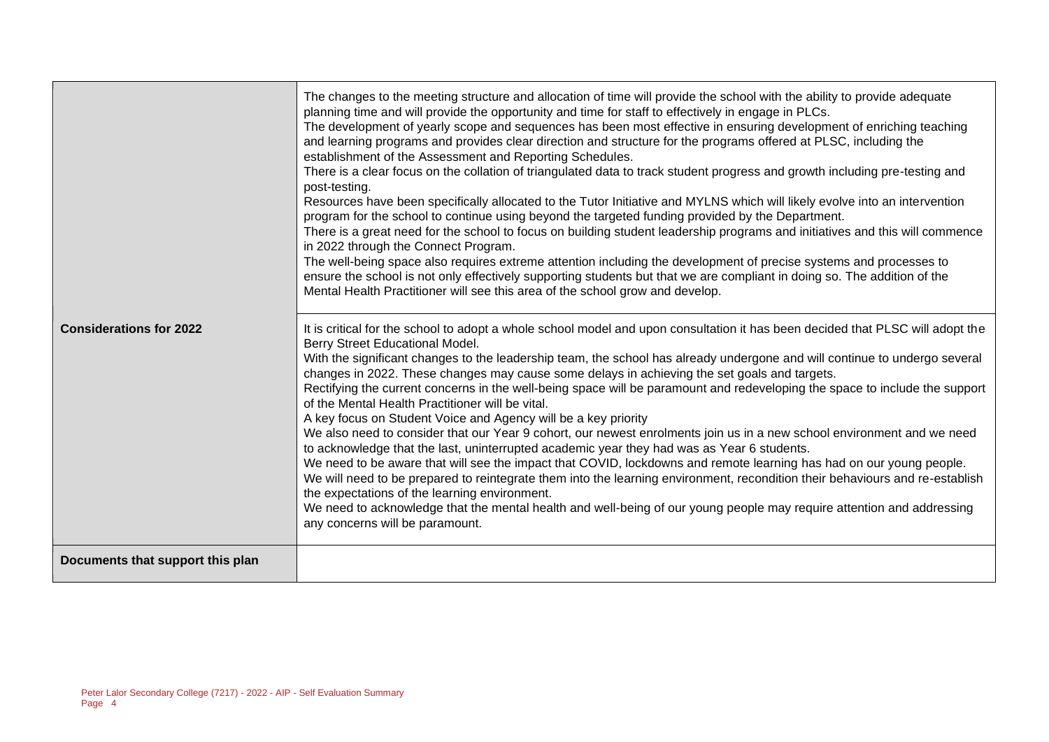| | |
|---|---|
| | The changes to the meeting structure and allocation of time will provide the school with the ability to provide adequate planning time and will provide the opportunity and time for staff to effectively in engage in PLCs.<br>The development of yearly scope and sequences has been most effective in ensuring development of enriching teaching and learning programs and provides clear direction and structure for the programs offered at PLSC, including the establishment of the Assessment and Reporting Schedules.<br>There is a clear focus on the collation of triangulated data to track student progress and growth including pre-testing and post-testing.<br>Resources have been specifically allocated to the Tutor Initiative and MYLNS which will likely evolve into an intervention program for the school to continue using beyond the targeted funding provided by the Department.<br>There is a great need for the school to focus on building student leadership programs and initiatives and this will commence in 2022 through the Connect Program.<br>The well-being space also requires extreme attention including the development of precise systems and processes to ensure the school is not only effectively supporting students but that we are compliant in doing so. The addition of the Mental Health Practitioner will see this area of the school grow and develop. |
| **Considerations for 2022** | It is critical for the school to adopt a whole school model and upon consultation it has been decided that PLSC will adopt the Berry Street Educational Model.<br>With the significant changes to the leadership team, the school has already undergone and will continue to undergo several changes in 2022. These changes may cause some delays in achieving the set goals and targets.<br>Rectifying the current concerns in the well-being space will be paramount and redeveloping the space to include the support of the Mental Health Practitioner will be vital.<br>A key focus on Student Voice and Agency will be a key priority<br>We also need to consider that our Year 9 cohort, our newest enrolments join us in a new school environment and we need to acknowledge that the last, uninterrupted academic year they had was as Year 6 students.<br>We need to be aware that will see the impact that COVID, lockdowns and remote learning has had on our young people. We will need to be prepared to reintegrate them into the learning environment, recondition their behaviours and re-establish the expectations of the learning environment.<br>We need to acknowledge that the mental health and well-being of our young people may require attention and addressing any concerns will be paramount. |
| **Documents that support this plan** | |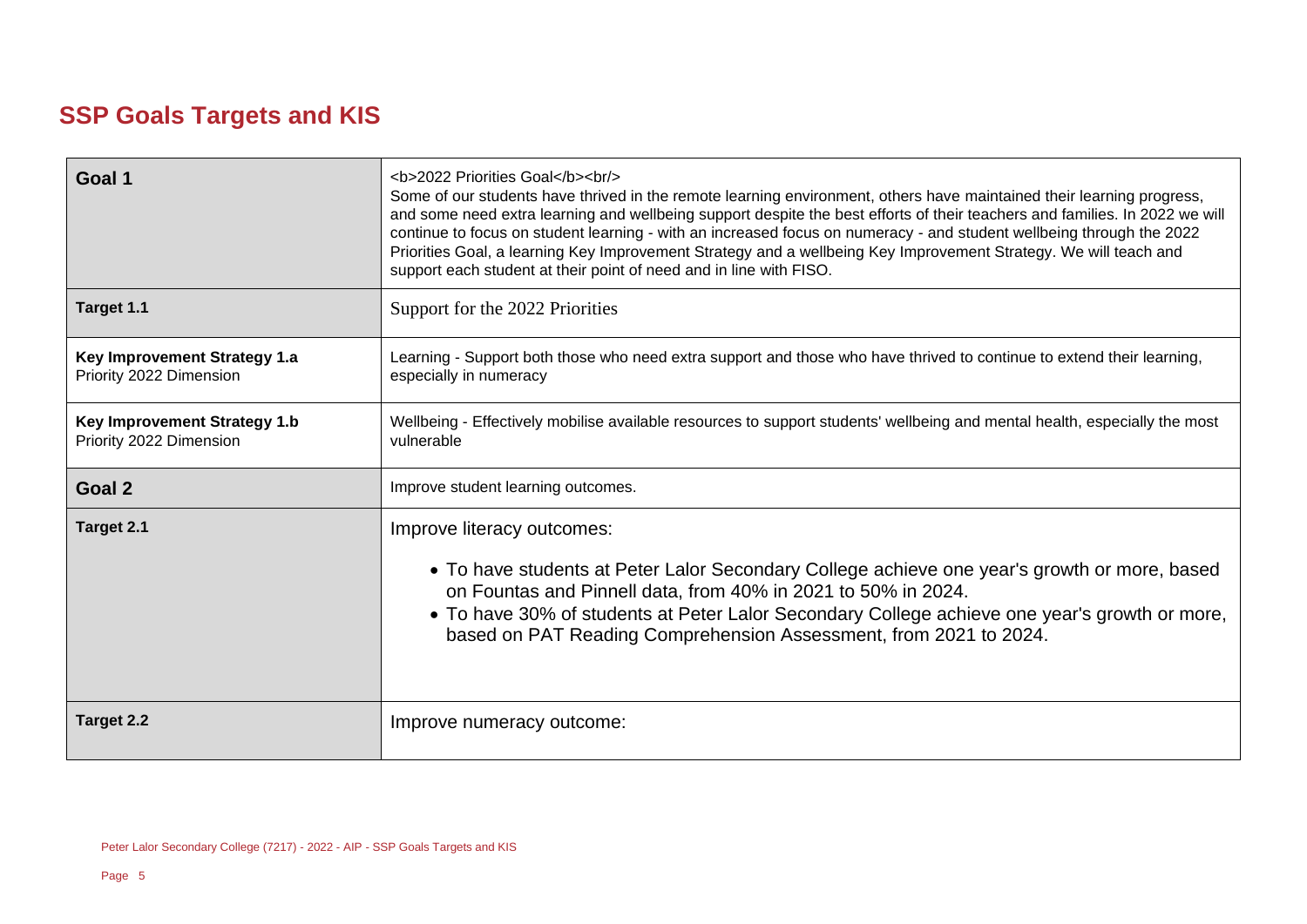## SSP Goals Targets and KIS

| | |
|---|---|
| **Goal 1** | <b>2022 Priorities Goal</b><br/> Some of our students have thrived in the remote learning environment, others have maintained their learning progress, and some need extra learning and wellbeing support despite the best efforts of their teachers and families. In 2022 we will continue to focus on student learning - with an increased focus on numeracy - and student wellbeing through the 2022 Priorities Goal, a learning Key Improvement Strategy and a wellbeing Key Improvement Strategy. We will teach and support each student at their point of need and in line with FISO. |
| **Target 1.1** | Support for the 2022 Priorities |
| **Key Improvement Strategy 1.a** Priority 2022 Dimension | Learning - Support both those who need extra support and those who have thrived to continue to extend their learning, especially in numeracy |
| **Key Improvement Strategy 1.b** Priority 2022 Dimension | Wellbeing - Effectively mobilise available resources to support students' wellbeing and mental health, especially the most vulnerable |
| **Goal 2** | Improve student learning outcomes. |
| **Target 2.1** | Improve literacy outcomes:<br>• To have students at Peter Lalor Secondary College achieve one year's growth or more, based on Fountas and Pinnell data, from 40% in 2021 to 50% in 2024.<br>• To have 30% of students at Peter Lalor Secondary College achieve one year's growth or more, based on PAT Reading Comprehension Assessment, from 2021 to 2024. |
| **Target 2.2** | Improve numeracy outcome: |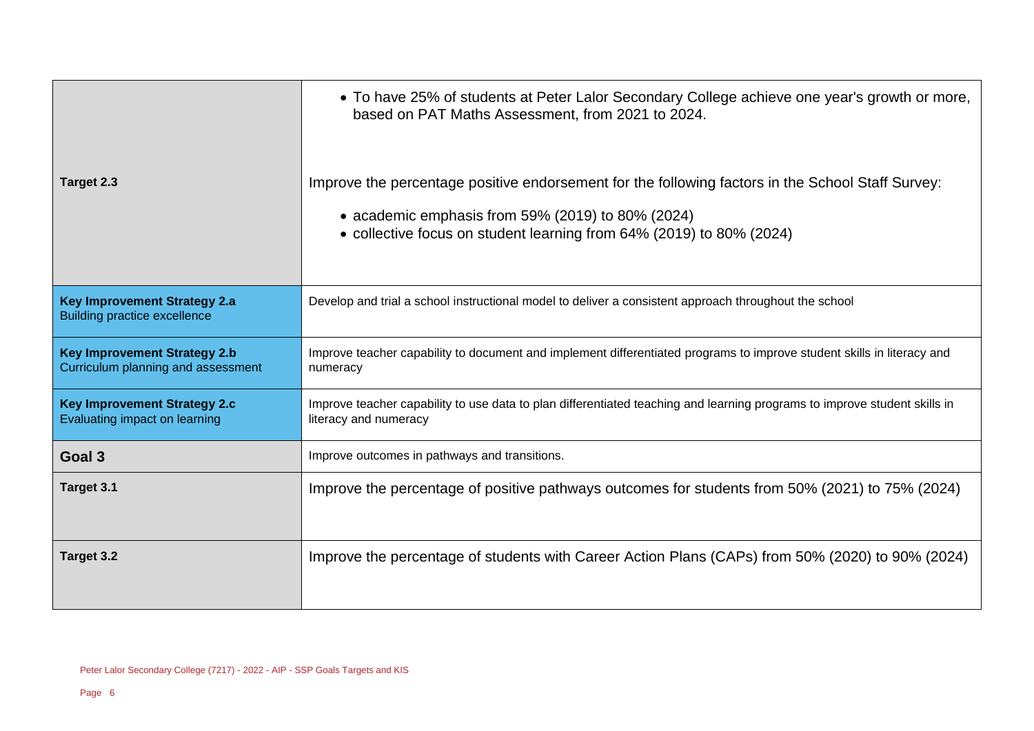| | |
|---|---|
| | • To have 25% of students at Peter Lalor Secondary College achieve one year's growth or more, based on PAT Maths Assessment, from 2021 to 2024. |
| **Target 2.3** | Improve the percentage positive endorsement for the following factors in the School Staff Survey:<br>• academic emphasis from 59% (2019) to 80% (2024)<br>• collective focus on student learning from 64% (2019) to 80% (2024) |
| **Key Improvement Strategy 2.a**<br>Building practice excellence | Develop and trial a school instructional model to deliver a consistent approach throughout the school |
| **Key Improvement Strategy 2.b**<br>Curriculum planning and assessment | Improve teacher capability to document and implement differentiated programs to improve student skills in literacy and numeracy |
| **Key Improvement Strategy 2.c**<br>Evaluating impact on learning | Improve teacher capability to use data to plan differentiated teaching and learning programs to improve student skills in literacy and numeracy |
| **Goal 3** | Improve outcomes in pathways and transitions. |
| **Target 3.1** | Improve the percentage of positive pathways outcomes for students from 50% (2021) to 75% (2024) |
| **Target 3.2** | Improve the percentage of students with Career Action Plans (CAPs) from 50% (2020) to 90% (2024) |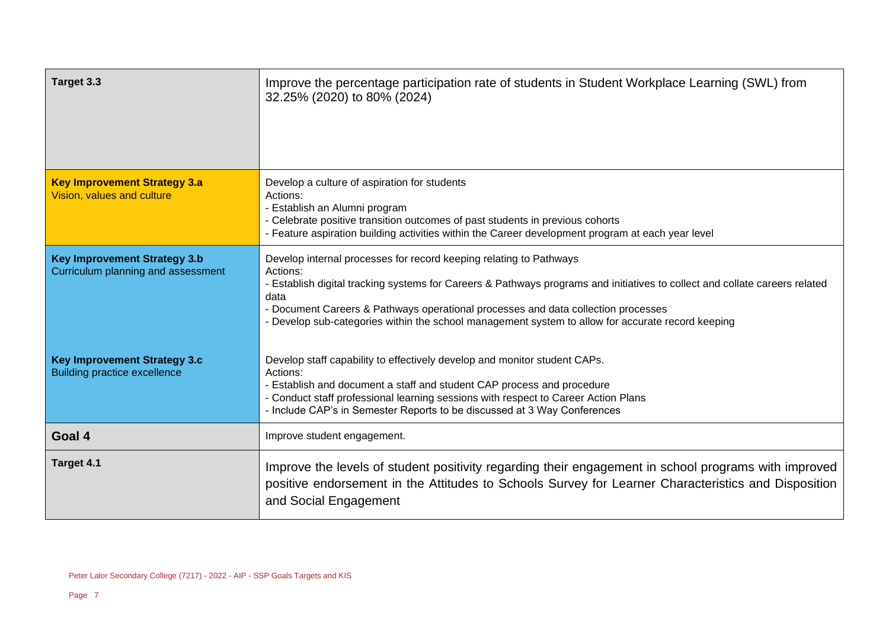| | |
|---|---|
| **Target 3.3** | Improve the percentage participation rate of students in Student Workplace Learning (SWL) from 32.25% (2020) to 80% (2024) |
| **Key Improvement Strategy 3.a**<br>Vision, values and culture | Develop a culture of aspiration for students<br>Actions:<br>- Establish an Alumni program<br>- Celebrate positive transition outcomes of past students in previous cohorts<br>- Feature aspiration building activities within the Career development program at each year level |
| **Key Improvement Strategy 3.b**<br>Curriculum planning and assessment | Develop internal processes for record keeping relating to Pathways<br>Actions:<br>- Establish digital tracking systems for Careers & Pathways programs and initiatives to collect and collate careers related data<br>- Document Careers & Pathways operational processes and data collection processes<br>- Develop sub-categories within the school management system to allow for accurate record keeping |
| **Key Improvement Strategy 3.c**<br>Building practice excellence | Develop staff capability to effectively develop and monitor student CAPs.<br>Actions:<br>- Establish and document a staff and student CAP process and procedure<br>- Conduct staff professional learning sessions with respect to Career Action Plans<br>- Include CAP's in Semester Reports to be discussed at 3 Way Conferences |
| **Goal 4** | Improve student engagement. |
| **Target 4.1** | Improve the levels of student positivity regarding their engagement in school programs with improved positive endorsement in the Attitudes to Schools Survey for Learner Characteristics and Disposition and Social Engagement |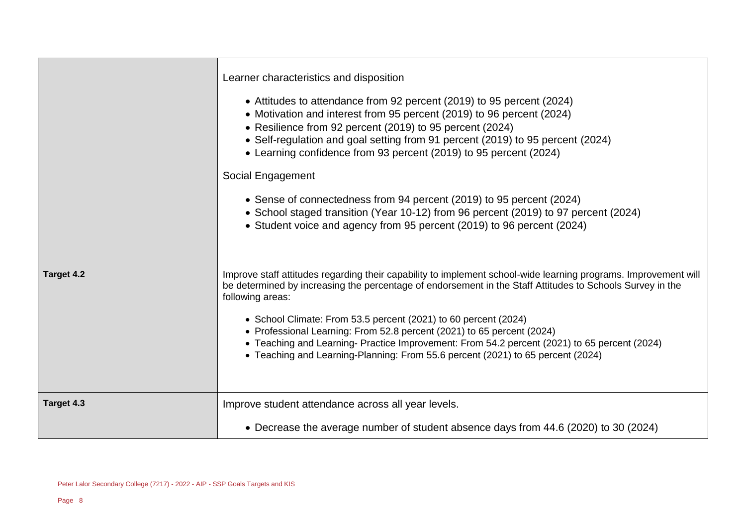| | |
|---|---|
| | Learner characteristics and disposition<br><br>• Attitudes to attendance from 92 percent (2019) to 95 percent (2024)<br>• Motivation and interest from 95 percent (2019) to 96 percent (2024)<br>• Resilience from 92 percent (2019) to 95 percent (2024)<br>• Self-regulation and goal setting from 91 percent (2019) to 95 percent (2024)<br>• Learning confidence from 93 percent (2019) to 95 percent (2024)<br><br>Social Engagement<br><br>• Sense of connectedness from 94 percent (2019) to 95 percent (2024)<br>• School staged transition (Year 10-12) from 96 percent (2019) to 97 percent (2024)<br>• Student voice and agency from 95 percent (2019) to 96 percent (2024) |
| **Target 4.2** | Improve staff attitudes regarding their capability to implement school-wide learning programs. Improvement will be determined by increasing the percentage of endorsement in the Staff Attitudes to Schools Survey in the following areas:<br><br>• School Climate: From 53.5 percent (2021) to 60 percent (2024)<br>• Professional Learning: From 52.8 percent (2021) to 65 percent (2024)<br>• Teaching and Learning- Practice Improvement: From 54.2 percent (2021) to 65 percent (2024)<br>• Teaching and Learning-Planning: From 55.6 percent (2021) to 65 percent (2024) |
| **Target 4.3** | Improve student attendance across all year levels.<br><br>• Decrease the average number of student absence days from 44.6 (2020) to 30 (2024) |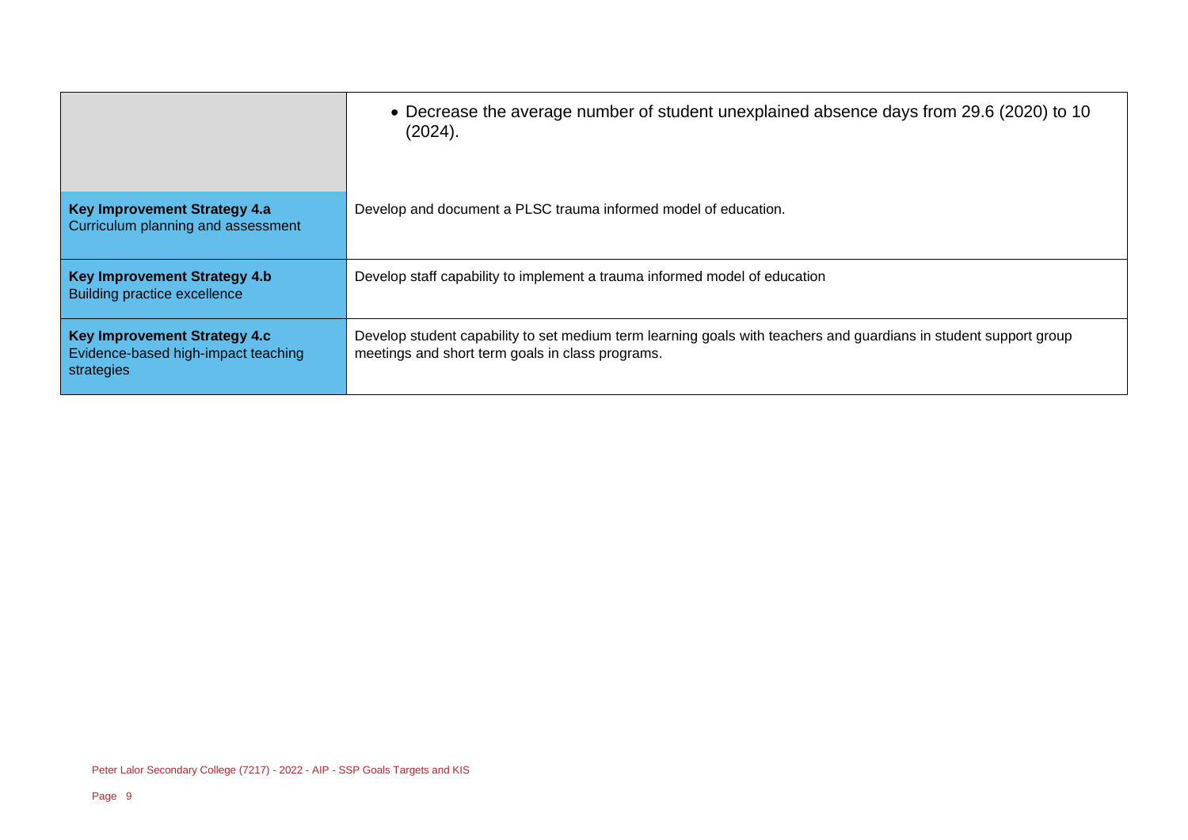| | |
|---|---|
| | • Decrease the average number of student unexplained absence days from 29.6 (2020) to 10 (2024). |
| **Key Improvement Strategy 4.a** Curriculum planning and assessment | Develop and document a PLSC trauma informed model of education. |
| **Key Improvement Strategy 4.b** Building practice excellence | Develop staff capability to implement a trauma informed model of education |
| **Key Improvement Strategy 4.c** Evidence-based high-impact teaching strategies | Develop student capability to set medium term learning goals with teachers and guardians in student support group meetings and short term goals in class programs. |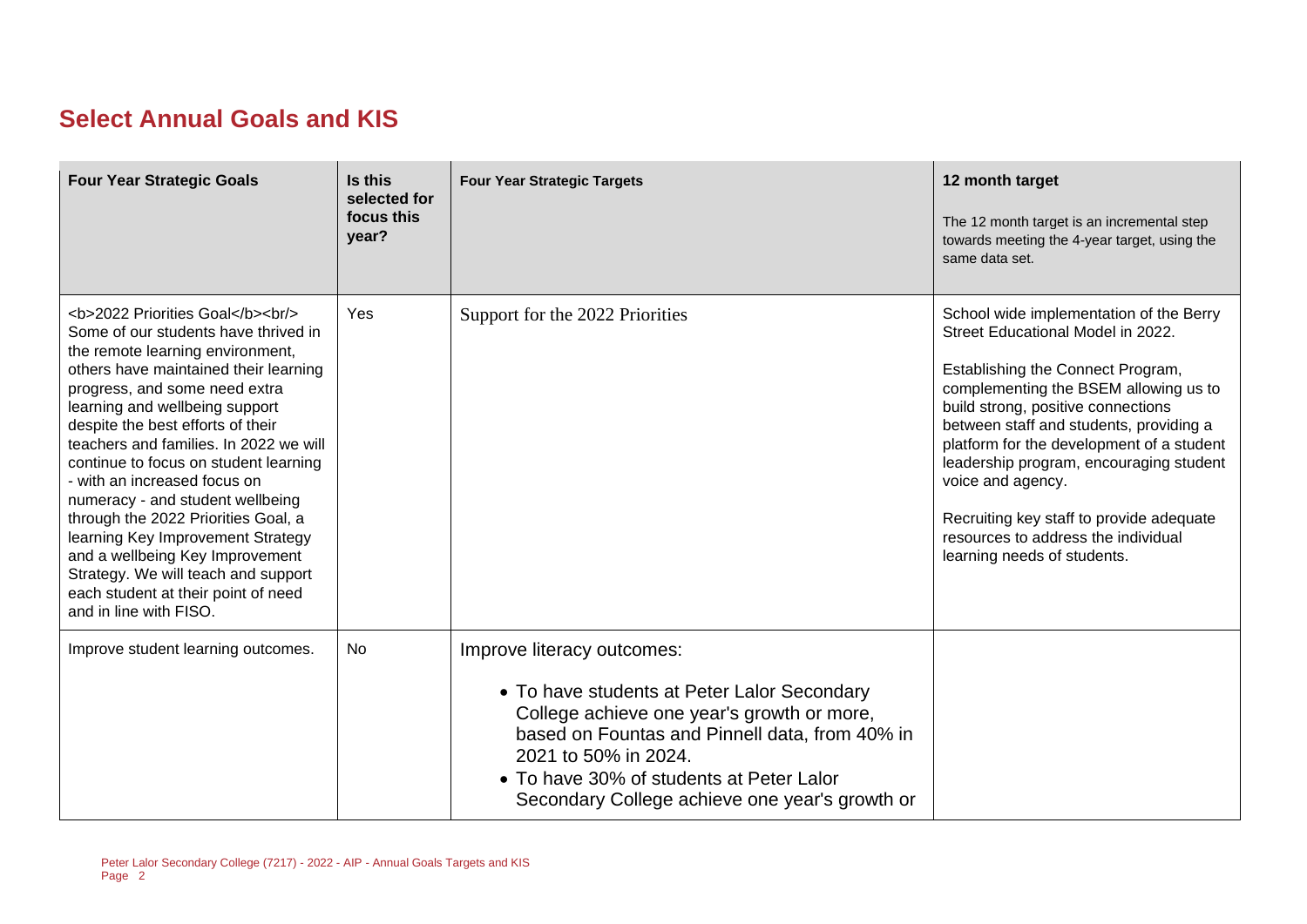## Select Annual Goals and KIS

| Four Year Strategic Goals | Is this selected for focus this year? | Four Year Strategic Targets | 12 month target<br>The 12 month target is an incremental step towards meeting the 4-year target, using the same data set. |
|---|---|---|---|
| <b>2022 Priorities Goal</b><br/> Some of our students have thrived in the remote learning environment, others have maintained their learning progress, and some need extra learning and wellbeing support despite the best efforts of their teachers and families. In 2022 we will continue to focus on student learning - with an increased focus on numeracy - and student wellbeing through the 2022 Priorities Goal, a learning Key Improvement Strategy and a wellbeing Key Improvement Strategy. We will teach and support each student at their point of need and in line with FISO. | Yes | Support for the 2022 Priorities | School wide implementation of the Berry Street Educational Model in 2022.<br><br>Establishing the Connect Program, complementing the BSEM allowing us to build strong, positive connections between staff and students, providing a platform for the development of a student leadership program, encouraging student voice and agency.<br><br>Recruiting key staff to provide adequate resources to address the individual learning needs of students. |
| Improve student learning outcomes. | No | Improve literacy outcomes:<br>• To have students at Peter Lalor Secondary College achieve one year's growth or more, based on Fountas and Pinnell data, from 40% in 2021 to 50% in 2024.<br>• To have 30% of students at Peter Lalor Secondary College achieve one year's growth or | |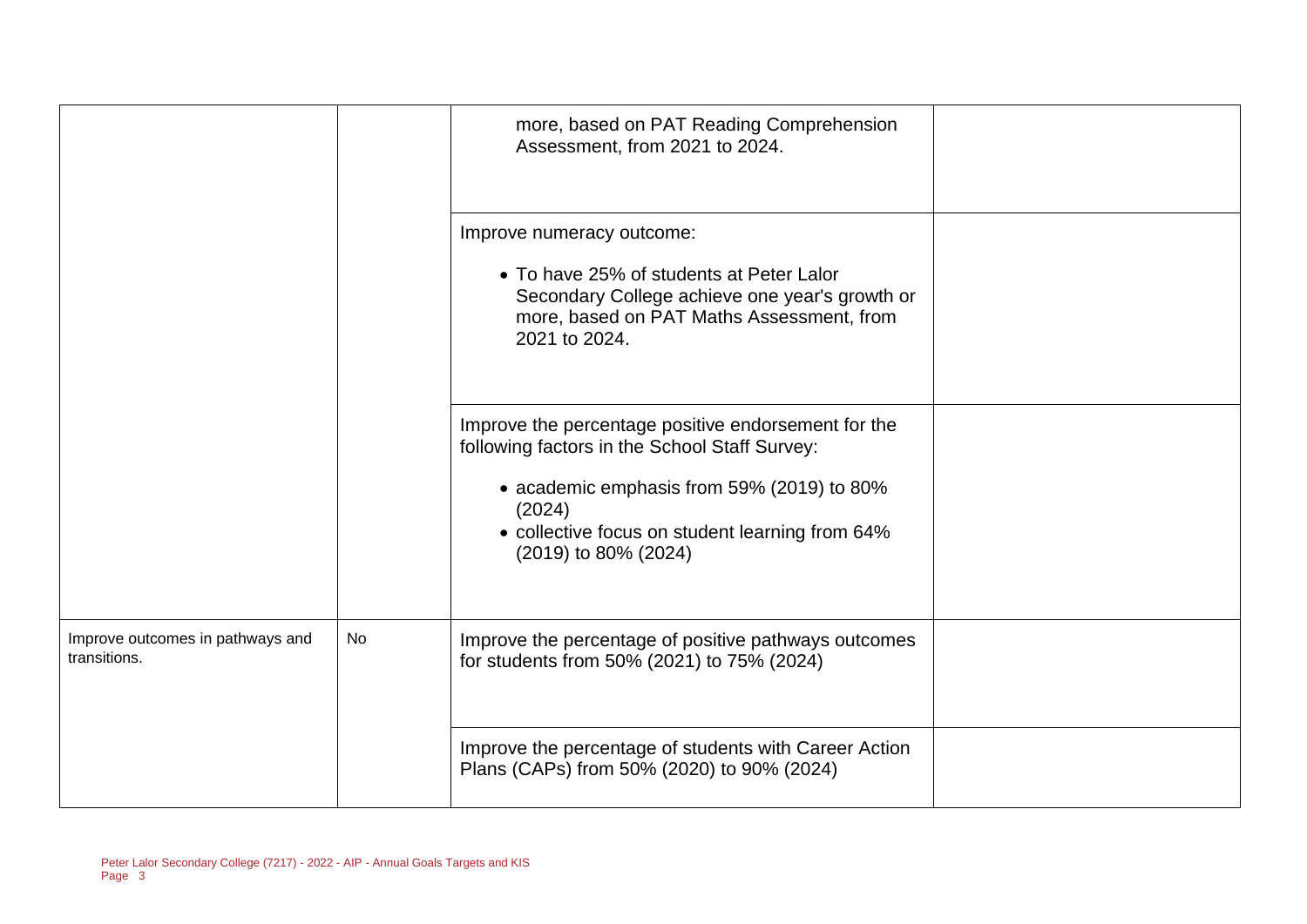| | | | |
|---|---|---|---|
| | | more, based on PAT Reading Comprehension Assessment, from 2021 to 2024. | |
| | | Improve numeracy outcome:<br><br>• To have 25% of students at Peter Lalor Secondary College achieve one year's growth or more, based on PAT Maths Assessment, from 2021 to 2024. | |
| | | Improve the percentage positive endorsement for the following factors in the School Staff Survey:<br><br>• academic emphasis from 59% (2019) to 80% (2024)<br>• collective focus on student learning from 64% (2019) to 80% (2024) | |
| Improve outcomes in pathways and transitions. | No | Improve the percentage of positive pathways outcomes for students from 50% (2021) to 75% (2024) | |
| | | Improve the percentage of students with Career Action Plans (CAPs) from 50% (2020) to 90% (2024) | |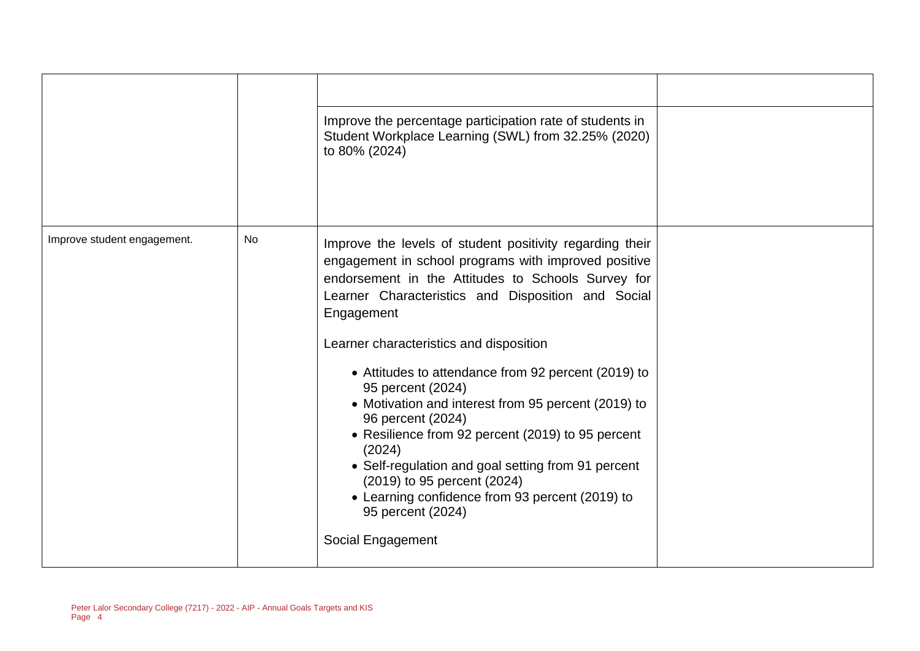| | | | |
|---|---|---|---|
| | | | |
| | | Improve the percentage participation rate of students in Student Workplace Learning (SWL) from 32.25% (2020) to 80% (2024) | |
| Improve student engagement. | No | Improve the levels of student positivity regarding their engagement in school programs with improved positive endorsement in the Attitudes to Schools Survey for Learner Characteristics and Disposition and Social Engagement<br><br>Learner characteristics and disposition<br><br>• Attitudes to attendance from 92 percent (2019) to 95 percent (2024)<br>• Motivation and interest from 95 percent (2019) to 96 percent (2024)<br>• Resilience from 92 percent (2019) to 95 percent (2024)<br>• Self-regulation and goal setting from 91 percent (2019) to 95 percent (2024)<br>• Learning confidence from 93 percent (2019) to 95 percent (2024)<br><br>Social Engagement | |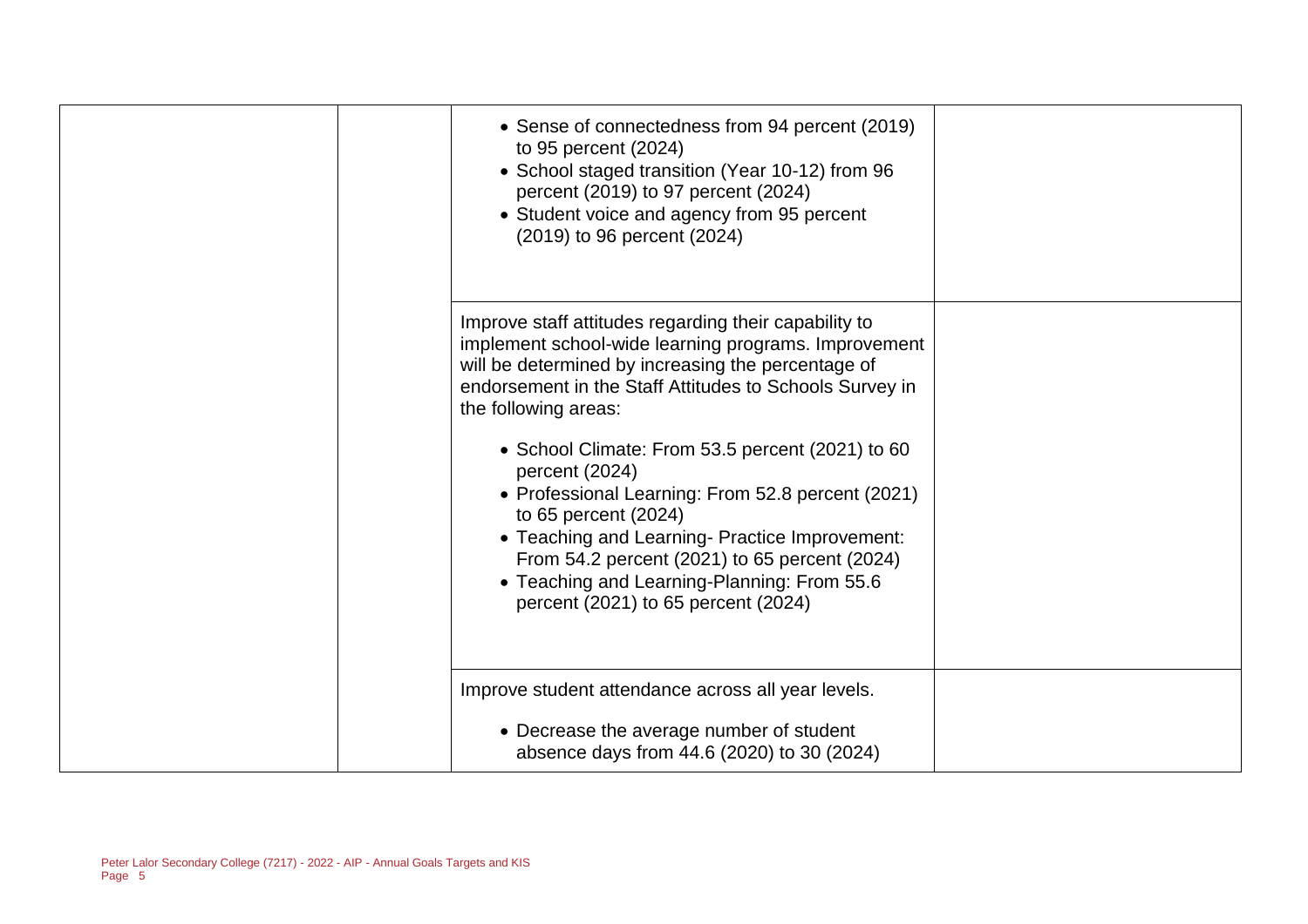| | | | |
|---|---|---|---|
| | | <ul><li>Sense of connectedness from 94 percent (2019) to 95 percent (2024)</li><li>School staged transition (Year 10-12) from 96 percent (2019) to 97 percent (2024)</li><li>Student voice and agency from 95 percent (2019) to 96 percent (2024)</li></ul> | |
| | | Improve staff attitudes regarding their capability to implement school-wide learning programs. Improvement will be determined by increasing the percentage of endorsement in the Staff Attitudes to Schools Survey in the following areas:<br><ul><li>School Climate: From 53.5 percent (2021) to 60 percent (2024)</li><li>Professional Learning: From 52.8 percent (2021) to 65 percent (2024)</li><li>Teaching and Learning- Practice Improvement: From 54.2 percent (2021) to 65 percent (2024)</li><li>Teaching and Learning-Planning: From 55.6 percent (2021) to 65 percent (2024)</li></ul> | |
| | | Improve student attendance across all year levels.<br><ul><li>Decrease the average number of student absence days from 44.6 (2020) to 30 (2024)</li></ul> | |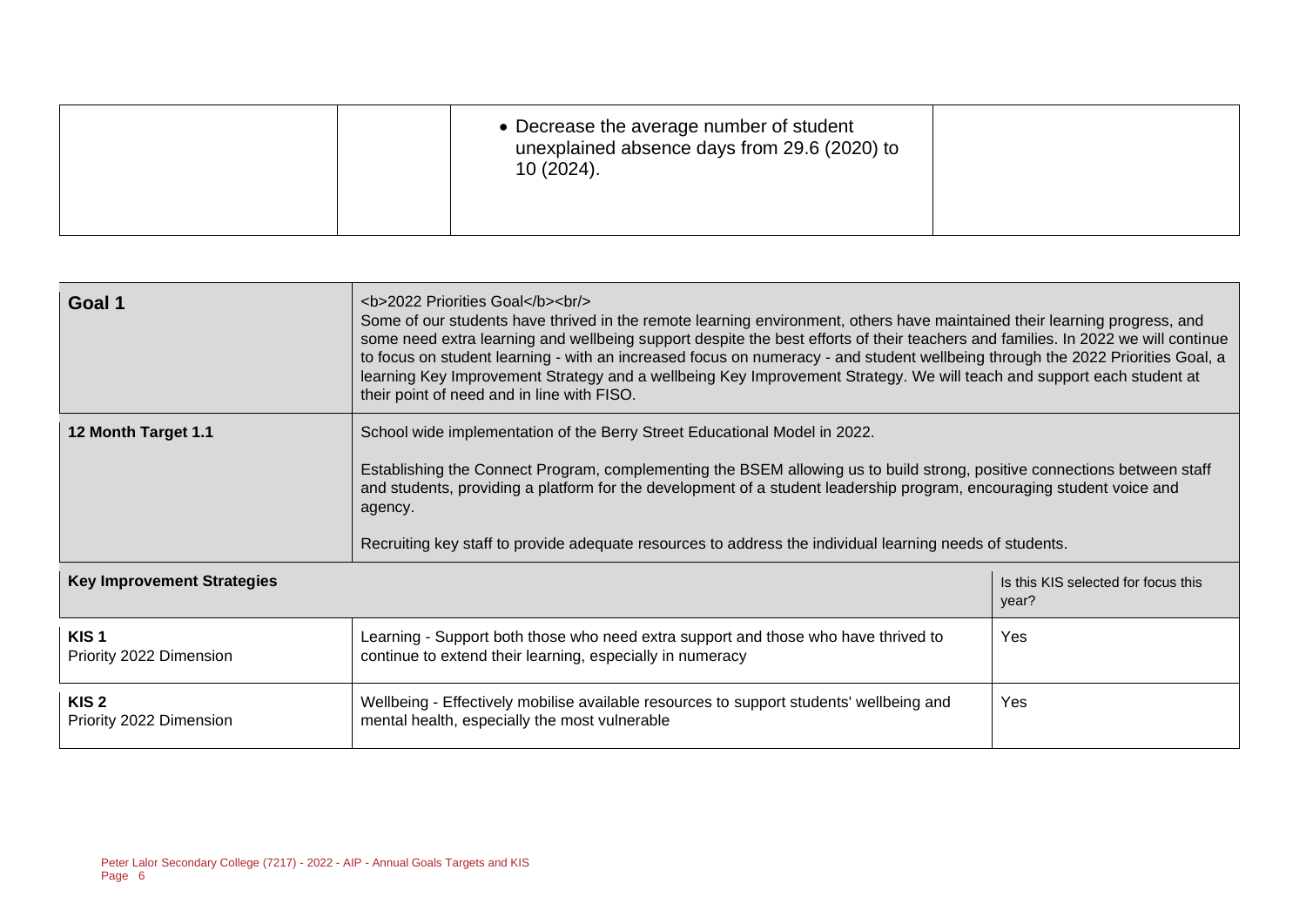| | | Decrease the average number of student unexplained absence days from 29.6 (2020) to 10 (2024). | |
|---|---|---|---|

| Goal 1 | <b>2022 Priorities Goal</b><br/> Some of our students have thrived in the remote learning environment, others have maintained their learning progress, and some need extra learning and wellbeing support despite the best efforts of their teachers and families. In 2022 we will continue to focus on student learning - with an increased focus on numeracy - and student wellbeing through the 2022 Priorities Goal, a learning Key Improvement Strategy and a wellbeing Key Improvement Strategy. We will teach and support each student at their point of need and in line with FISO. | |
|---|---|---|
| **12 Month Target 1.1** | School wide implementation of the Berry Street Educational Model in 2022. Establishing the Connect Program, complementing the BSEM allowing us to build strong, positive connections between staff and students, providing a platform for the development of a student leadership program, encouraging student voice and agency. Recruiting key staff to provide adequate resources to address the individual learning needs of students. | |
| **Key Improvement Strategies** | | Is this KIS selected for focus this year? |
| **KIS 1** Priority 2022 Dimension | Learning - Support both those who need extra support and those who have thrived to continue to extend their learning, especially in numeracy | Yes |
| **KIS 2** Priority 2022 Dimension | Wellbeing - Effectively mobilise available resources to support students' wellbeing and mental health, especially the most vulnerable | Yes |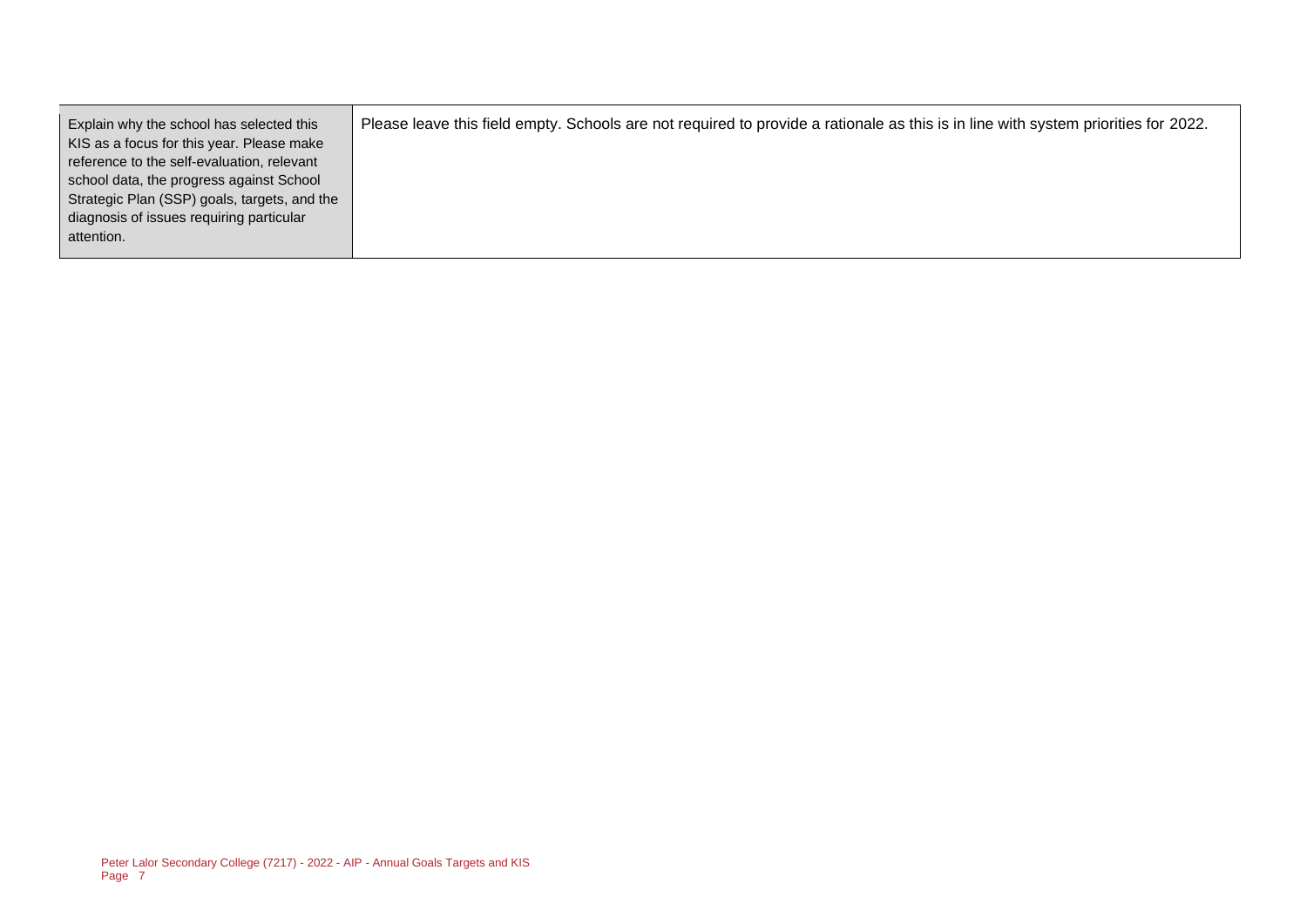| Explain why the school has selected this KIS as a focus for this year. Please make reference to the self-evaluation, relevant school data, the progress against School Strategic Plan (SSP) goals, targets, and the diagnosis of issues requiring particular attention. | Please leave this field empty. Schools are not required to provide a rationale as this is in line with system priorities for 2022. |
|---|---|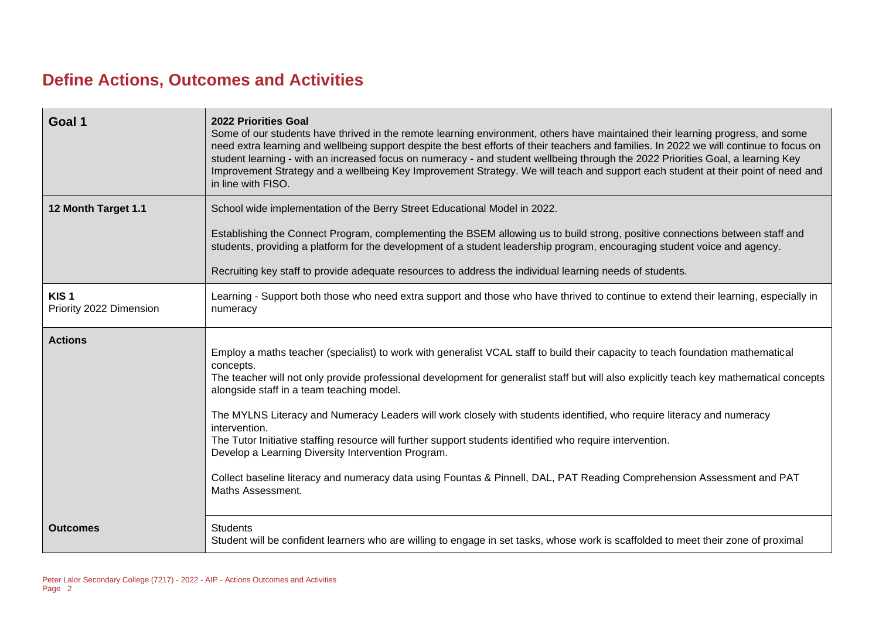# Define Actions, Outcomes and Activities

| | |
|---|---|
| **Goal 1** | **2022 Priorities Goal**<br>Some of our students have thrived in the remote learning environment, others have maintained their learning progress, and some need extra learning and wellbeing support despite the best efforts of their teachers and families. In 2022 we will continue to focus on student learning - with an increased focus on numeracy - and student wellbeing through the 2022 Priorities Goal, a learning Key Improvement Strategy and a wellbeing Key Improvement Strategy. We will teach and support each student at their point of need and in line with FISO. |
| **12 Month Target 1.1** | School wide implementation of the Berry Street Educational Model in 2022.<br><br>Establishing the Connect Program, complementing the BSEM allowing us to build strong, positive connections between staff and students, providing a platform for the development of a student leadership program, encouraging student voice and agency.<br><br>Recruiting key staff to provide adequate resources to address the individual learning needs of students. |
| **KIS 1**<br>Priority 2022 Dimension | Learning - Support both those who need extra support and those who have thrived to continue to extend their learning, especially in numeracy |
| **Actions** | Employ a maths teacher (specialist) to work with generalist VCAL staff to build their capacity to teach foundation mathematical concepts.<br>The teacher will not only provide professional development for generalist staff but will also explicitly teach key mathematical concepts alongside staff in a team teaching model.<br><br>The MYLNS Literacy and Numeracy Leaders will work closely with students identified, who require literacy and numeracy intervention.<br>The Tutor Initiative staffing resource will further support students identified who require intervention.<br>Develop a Learning Diversity Intervention Program.<br><br>Collect baseline literacy and numeracy data using Fountas & Pinnell, DAL, PAT Reading Comprehension Assessment and PAT Maths Assessment. |
| **Outcomes** | Students<br>Student will be confident learners who are willing to engage in set tasks, whose work is scaffolded to meet their zone of proximal |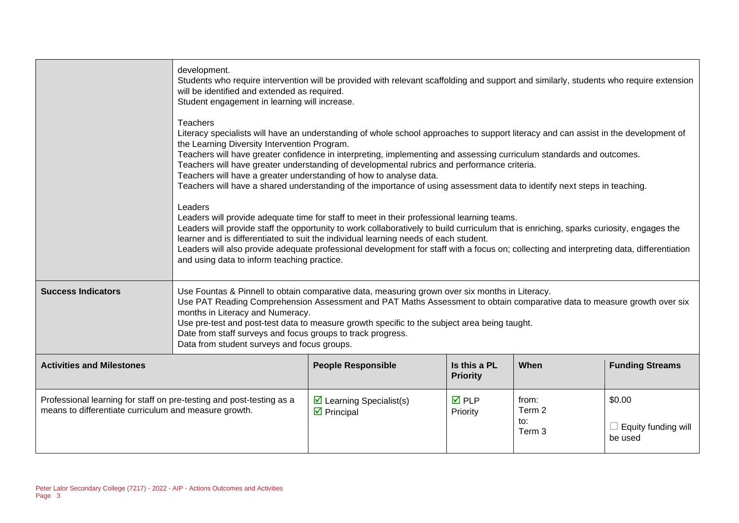| | |
|---|---|
| | development.<br>Students who require intervention will be provided with relevant scaffolding and support and similarly, students who require extension will be identified and extended as required.<br>Student engagement in learning will increase.<br><br>Teachers<br>Literacy specialists will have an understanding of whole school approaches to support literacy and can assist in the development of the Learning Diversity Intervention Program.<br>Teachers will have greater confidence in interpreting, implementing and assessing curriculum standards and outcomes.<br>Teachers will have greater understanding of developmental rubrics and performance criteria.<br>Teachers will have a greater understanding of how to analyse data.<br>Teachers will have a shared understanding of the importance of using assessment data to identify next steps in teaching.<br><br>Leaders<br>Leaders will provide adequate time for staff to meet in their professional learning teams.<br>Leaders will provide staff the opportunity to work collaboratively to build curriculum that is enriching, sparks curiosity, engages the learner and is differentiated to suit the individual learning needs of each student.<br>Leaders will also provide adequate professional development for staff with a focus on; collecting and interpreting data, differentiation and using data to inform teaching practice. |
| **Success Indicators** | Use Fountas & Pinnell to obtain comparative data, measuring grown over six months in Literacy.<br>Use PAT Reading Comprehension Assessment and PAT Maths Assessment to obtain comparative data to measure growth over six months in Literacy and Numeracy.<br>Use pre-test and post-test data to measure growth specific to the subject area being taught.<br>Date from staff surveys and focus groups to track progress.<br>Data from student surveys and focus groups. |

| Activities and Milestones | People Responsible | Is this a PL Priority | When | Funding Streams |
|---|---|---|---|---|
| Professional learning for staff on pre-testing and post-testing as a means to differentiate curriculum and measure growth. | ☑ Learning Specialist(s)<br>☑ Principal | ☑ PLP Priority | from:<br>Term 2<br>to:<br>Term 3 | $0.00<br><br>☐ Equity funding will be used |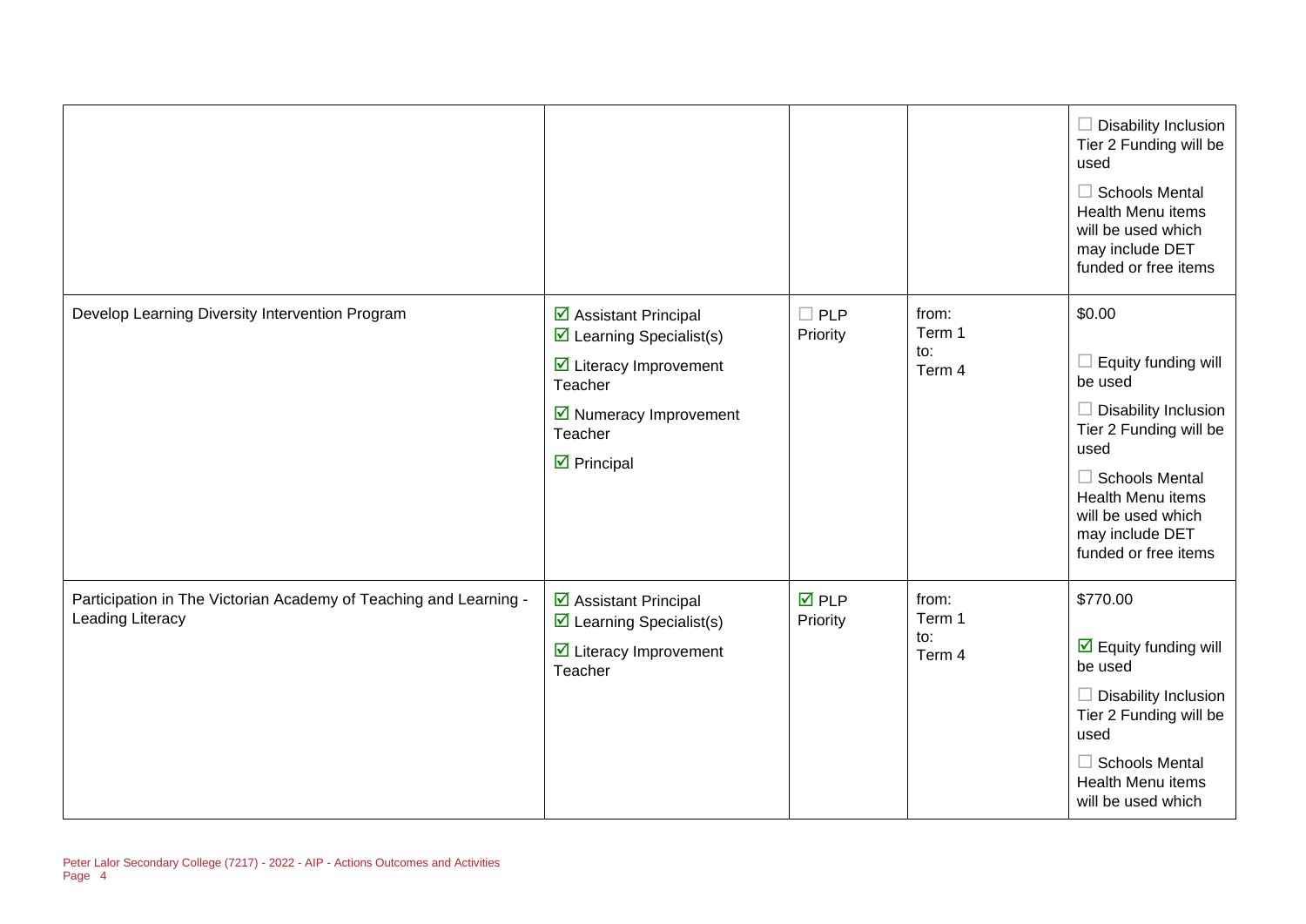| | | | | |
|---|---|---|---|---|
| | | | | ☐ Disability Inclusion Tier 2 Funding will be used<br><br>☐ Schools Mental Health Menu items will be used which may include DET funded or free items |
| Develop Learning Diversity Intervention Program | ☑ Assistant Principal<br>☑ Learning Specialist(s)<br>☑ Literacy Improvement Teacher<br>☑ Numeracy Improvement Teacher<br>☑ Principal | ☐ PLP Priority | from:<br>Term 1<br>to:<br>Term 4 | $0.00<br><br>☐ Equity funding will be used<br><br>☐ Disability Inclusion Tier 2 Funding will be used<br><br>☐ Schools Mental Health Menu items will be used which may include DET funded or free items |
| Participation in The Victorian Academy of Teaching and Learning - Leading Literacy | ☑ Assistant Principal<br>☑ Learning Specialist(s)<br>☑ Literacy Improvement Teacher | ☑ PLP Priority | from:<br>Term 1<br>to:<br>Term 4 | $770.00<br><br>☑ Equity funding will be used<br><br>☐ Disability Inclusion Tier 2 Funding will be used<br><br>☐ Schools Mental Health Menu items will be used which |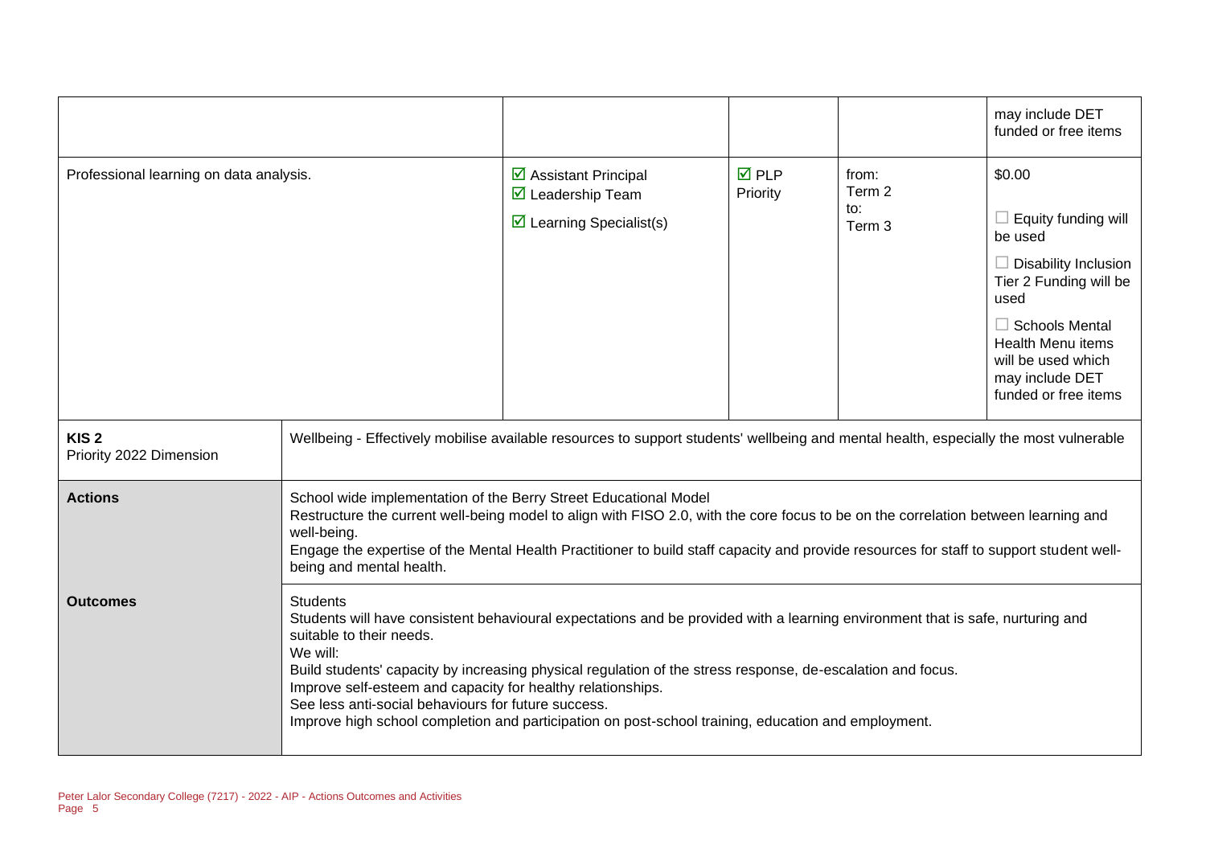| | | | | |
|---|---|---|---|---|
| | | | | may include DET funded or free items |
| Professional learning on data analysis. | ☑ Assistant Principal<br>☑ Leadership Team<br>☑ Learning Specialist(s) | ☑ PLP Priority | from:<br>Term 2<br>to:<br>Term 3 | $0.00<br>☐ Equity funding will be used<br>☐ Disability Inclusion Tier 2 Funding will be used<br>☐ Schools Mental Health Menu items will be used which may include DET funded or free items |

| | |
|---|---|
| **KIS 2**<br>Priority 2022 Dimension | Wellbeing - Effectively mobilise available resources to support students' wellbeing and mental health, especially the most vulnerable |
| **Actions** | School wide implementation of the Berry Street Educational Model<br>Restructure the current well-being model to align with FISO 2.0, with the core focus to be on the correlation between learning and well-being.<br>Engage the expertise of the Mental Health Practitioner to build staff capacity and provide resources for staff to support student well-being and mental health. |
| **Outcomes** | Students<br>Students will have consistent behavioural expectations and be provided with a learning environment that is safe, nurturing and suitable to their needs.<br>We will:<br>Build students' capacity by increasing physical regulation of the stress response, de-escalation and focus.<br>Improve self-esteem and capacity for healthy relationships.<br>See less anti-social behaviours for future success.<br>Improve high school completion and participation on post-school training, education and employment. |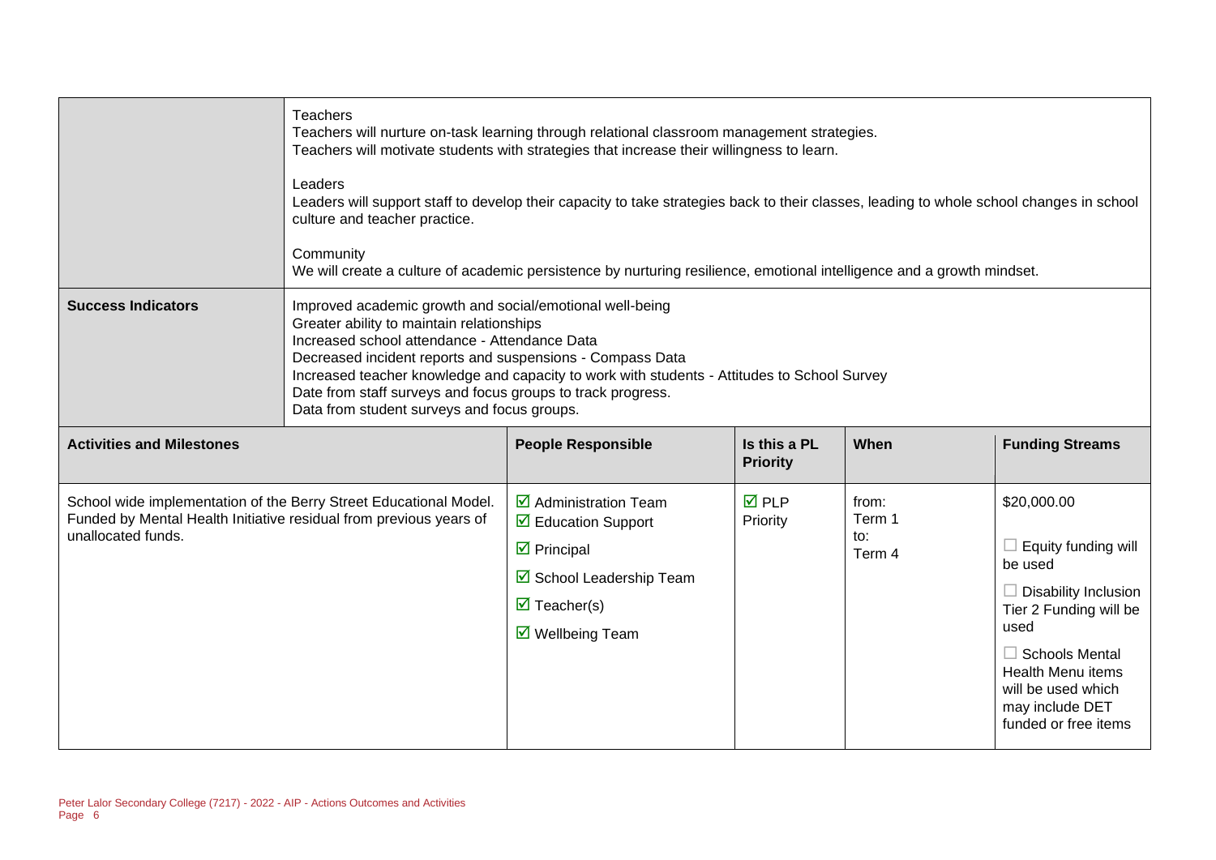| | |
|---|---|
| | Teachers<br>Teachers will nurture on-task learning through relational classroom management strategies.<br>Teachers will motivate students with strategies that increase their willingness to learn.<br><br>Leaders<br>Leaders will support staff to develop their capacity to take strategies back to their classes, leading to whole school changes in school culture and teacher practice.<br><br>Community<br>We will create a culture of academic persistence by nurturing resilience, emotional intelligence and a growth mindset. |
| **Success Indicators** | Improved academic growth and social/emotional well-being<br>Greater ability to maintain relationships<br>Increased school attendance - Attendance Data<br>Decreased incident reports and suspensions - Compass Data<br>Increased teacher knowledge and capacity to work with students - Attitudes to School Survey<br>Date from staff surveys and focus groups to track progress.<br>Data from student surveys and focus groups. |

| **Activities and Milestones** | **People Responsible** | **Is this a PL Priority** | **When** | **Funding Streams** |
|---|---|---|---|---|
| School wide implementation of the Berry Street Educational Model. Funded by Mental Health Initiative residual from previous years of unallocated funds. | ☑ Administration Team<br>☑ Education Support<br>☑ Principal<br>☑ School Leadership Team<br>☑ Teacher(s)<br>☑ Wellbeing Team | ☑ PLP Priority | from:<br>Term 1<br>to:<br>Term 4 | $20,000.00<br><br>☐ Equity funding will be used<br><br>☐ Disability Inclusion Tier 2 Funding will be used<br><br>☐ Schools Mental Health Menu items will be used which may include DET funded or free items |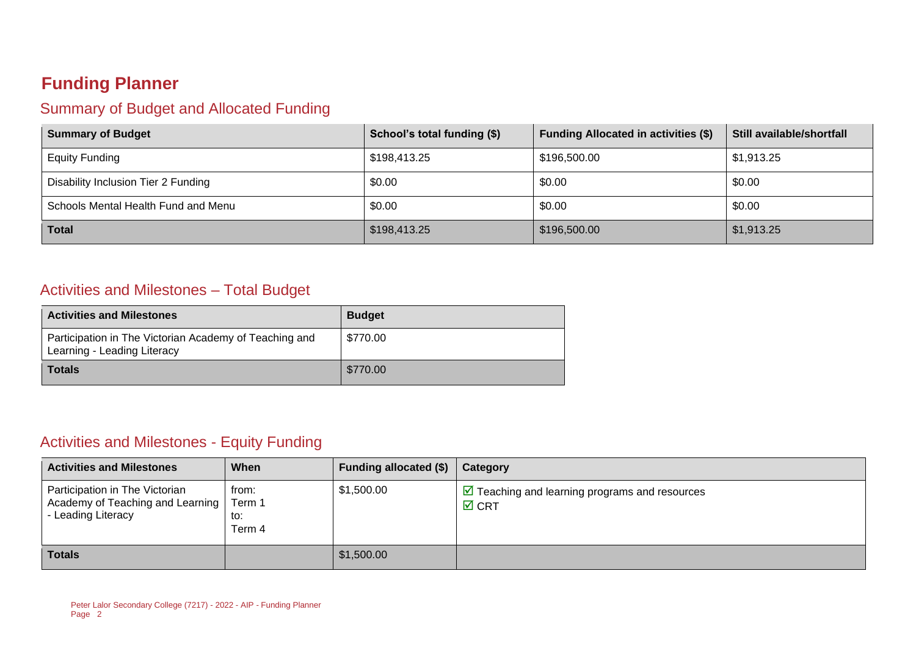# Funding Planner

## Summary of Budget and Allocated Funding

| Summary of Budget | School's total funding ($) | Funding Allocated in activities ($) | Still available/shortfall |
|---|---|---|---|
| Equity Funding | $198,413.25 | $196,500.00 | $1,913.25 |
| Disability Inclusion Tier 2 Funding | $0.00 | $0.00 | $0.00 |
| Schools Mental Health Fund and Menu | $0.00 | $0.00 | $0.00 |
| **Total** | $198,413.25 | $196,500.00 | $1,913.25 |

## Activities and Milestones – Total Budget

| Activities and Milestones | Budget |
|---|---|
| Participation in The Victorian Academy of Teaching and Learning - Leading Literacy | $770.00 |
| **Totals** | $770.00 |

## Activities and Milestones - Equity Funding

| Activities and Milestones | When | Funding allocated ($) | Category |
|---|---|---|---|
| Participation in The Victorian Academy of Teaching and Learning - Leading Literacy | from: Term 1 to: Term 4 | $1,500.00 | ☑ Teaching and learning programs and resources ☑ CRT |
| **Totals** | | $1,500.00 | |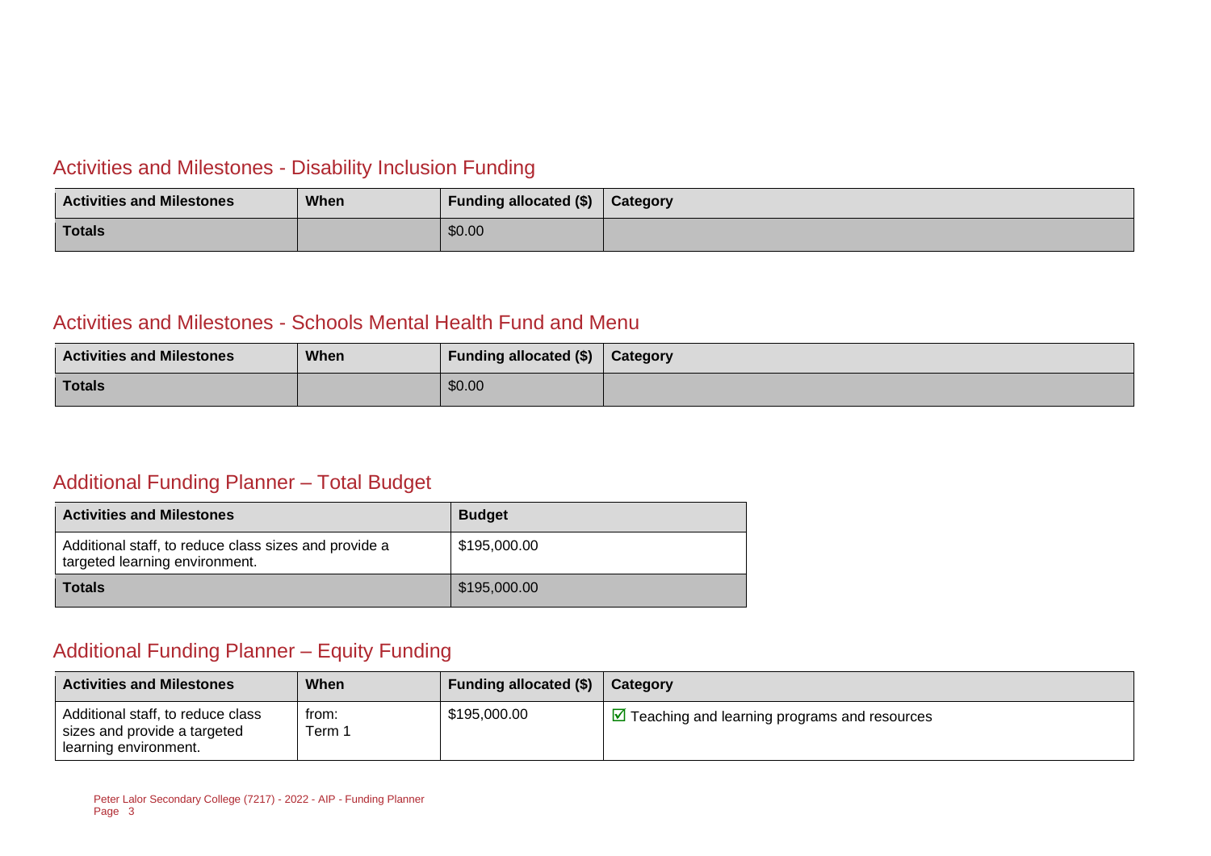## Activities and Milestones - Disability Inclusion Funding

| Activities and Milestones | When | Funding allocated ($) | Category |
| --- | --- | --- | --- |
| **Totals** | | $0.00 | |

## Activities and Milestones - Schools Mental Health Fund and Menu

| Activities and Milestones | When | Funding allocated ($) | Category |
| --- | --- | --- | --- |
| **Totals** | | $0.00 | |

## Additional Funding Planner – Total Budget

| Activities and Milestones | Budget |
| --- | --- |
| Additional staff, to reduce class sizes and provide a targeted learning environment. | $195,000.00 |
| **Totals** | $195,000.00 |

## Additional Funding Planner – Equity Funding

| Activities and Milestones | When | Funding allocated ($) | Category |
| --- | --- | --- | --- |
| Additional staff, to reduce class sizes and provide a targeted learning environment. | from: Term 1 | $195,000.00 | ☑ Teaching and learning programs and resources |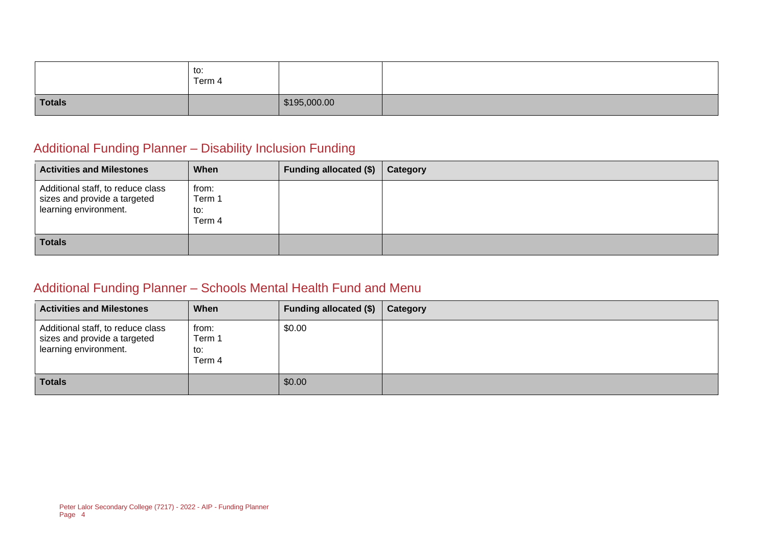| | When | Funding allocated ($) | Category |
|---|---|---|---|
| | to:<br>Term 4 | | |
| **Totals** | | $195,000.00 | |

## Additional Funding Planner – Disability Inclusion Funding

| Activities and Milestones | When | Funding allocated ($) | Category |
|---|---|---|---|
| Additional staff, to reduce class sizes and provide a targeted learning environment. | from:<br>Term 1<br>to:<br>Term 4 | | |
| **Totals** | | | |

## Additional Funding Planner – Schools Mental Health Fund and Menu

| Activities and Milestones | When | Funding allocated ($) | Category |
|---|---|---|---|
| Additional staff, to reduce class sizes and provide a targeted learning environment. | from:<br>Term 1<br>to:<br>Term 4 | $0.00 | |
| **Totals** | | $0.00 | |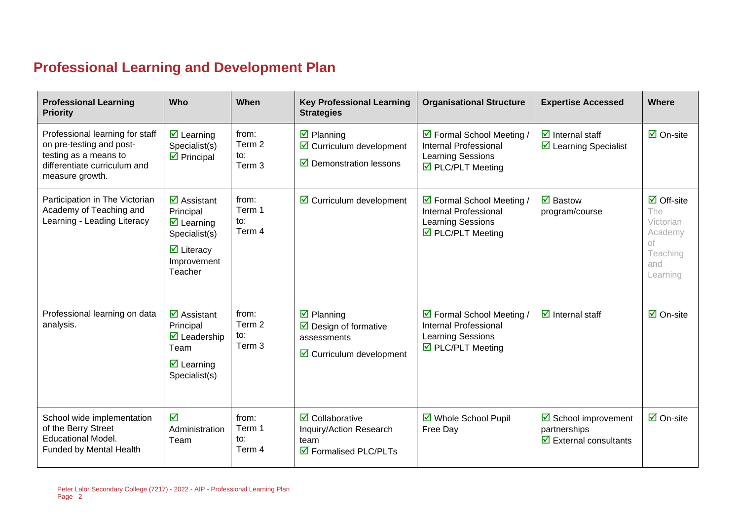## Professional Learning and Development Plan

| Professional Learning Priority | Who | When | Key Professional Learning Strategies | Organisational Structure | Expertise Accessed | Where |
|---|---|---|---|---|---|---|
| Professional learning for staff on pre-testing and post-testing as a means to differentiate curriculum and measure growth. | ☑ Learning Specialist(s)<br>☑ Principal | from: Term 2<br>to: Term 3 | ☑ Planning<br>☑ Curriculum development<br>☑ Demonstration lessons | ☑ Formal School Meeting / Internal Professional Learning Sessions<br>☑ PLC/PLT Meeting | ☑ Internal staff<br>☑ Learning Specialist | ☑ On-site |
| Participation in The Victorian Academy of Teaching and Learning - Leading Literacy | ☑ Assistant Principal<br>☑ Learning Specialist(s)<br>☑ Literacy Improvement Teacher | from: Term 1<br>to: Term 4 | ☑ Curriculum development | ☑ Formal School Meeting / Internal Professional Learning Sessions<br>☑ PLC/PLT Meeting | ☑ Bastow program/course | ☑ Off-site The Victorian Academy of Teaching and Learning |
| Professional learning on data analysis. | ☑ Assistant Principal<br>☑ Leadership Team<br>☑ Learning Specialist(s) | from: Term 2<br>to: Term 3 | ☑ Planning<br>☑ Design of formative assessments<br>☑ Curriculum development | ☑ Formal School Meeting / Internal Professional Learning Sessions<br>☑ PLC/PLT Meeting | ☑ Internal staff | ☑ On-site |
| School wide implementation of the Berry Street Educational Model.<br>Funded by Mental Health | ☑ Administration Team | from: Term 1<br>to: Term 4 | ☑ Collaborative Inquiry/Action Research team<br>☑ Formalised PLC/PLTs | ☑ Whole School Pupil Free Day | ☑ School improvement partnerships<br>☑ External consultants | ☑ On-site |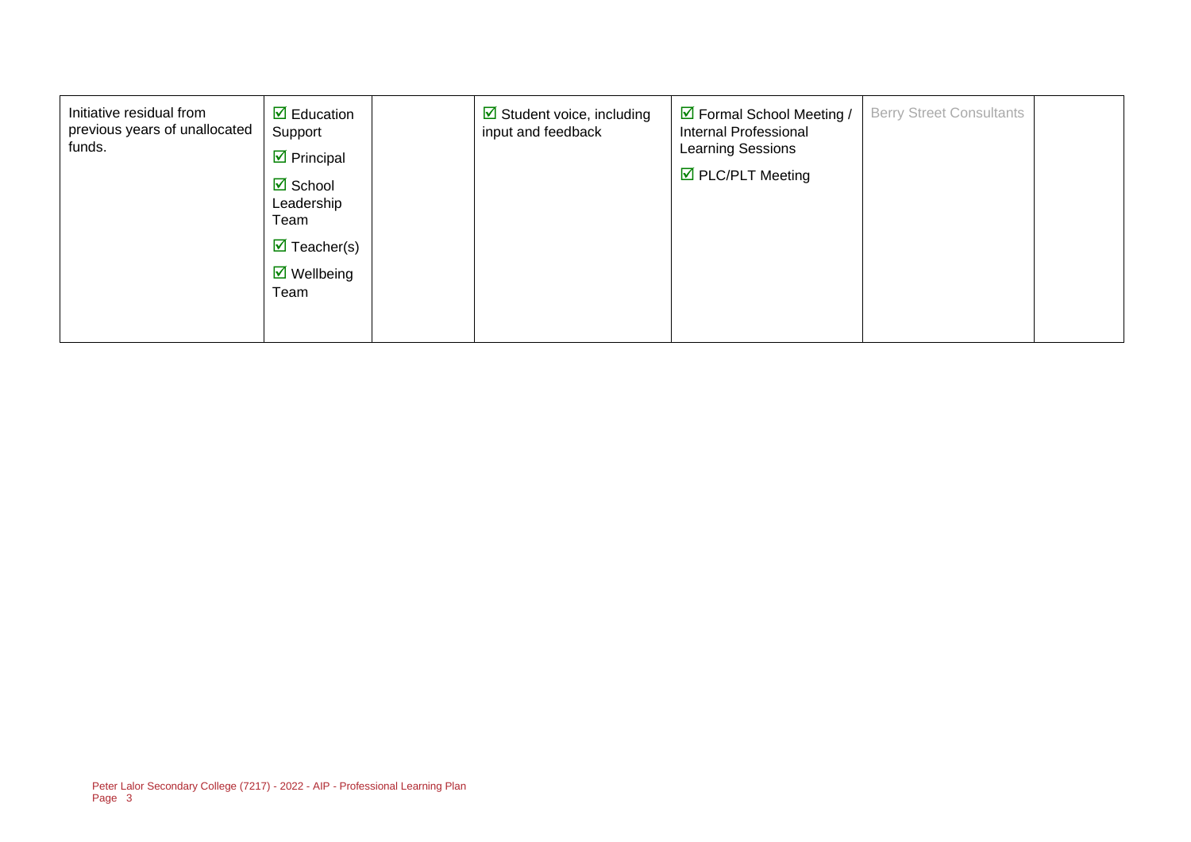| | | | | | | |
|---|---|---|---|---|---|---|
| Initiative residual from previous years of unallocated funds. | ☑ Education Support<br>☑ Principal<br>☑ School Leadership Team<br>☑ Teacher(s)<br>☑ Wellbeing Team | | ☑ Student voice, including input and feedback | ☑ Formal School Meeting / Internal Professional Learning Sessions<br>☑ PLC/PLT Meeting | Berry Street Consultants | |